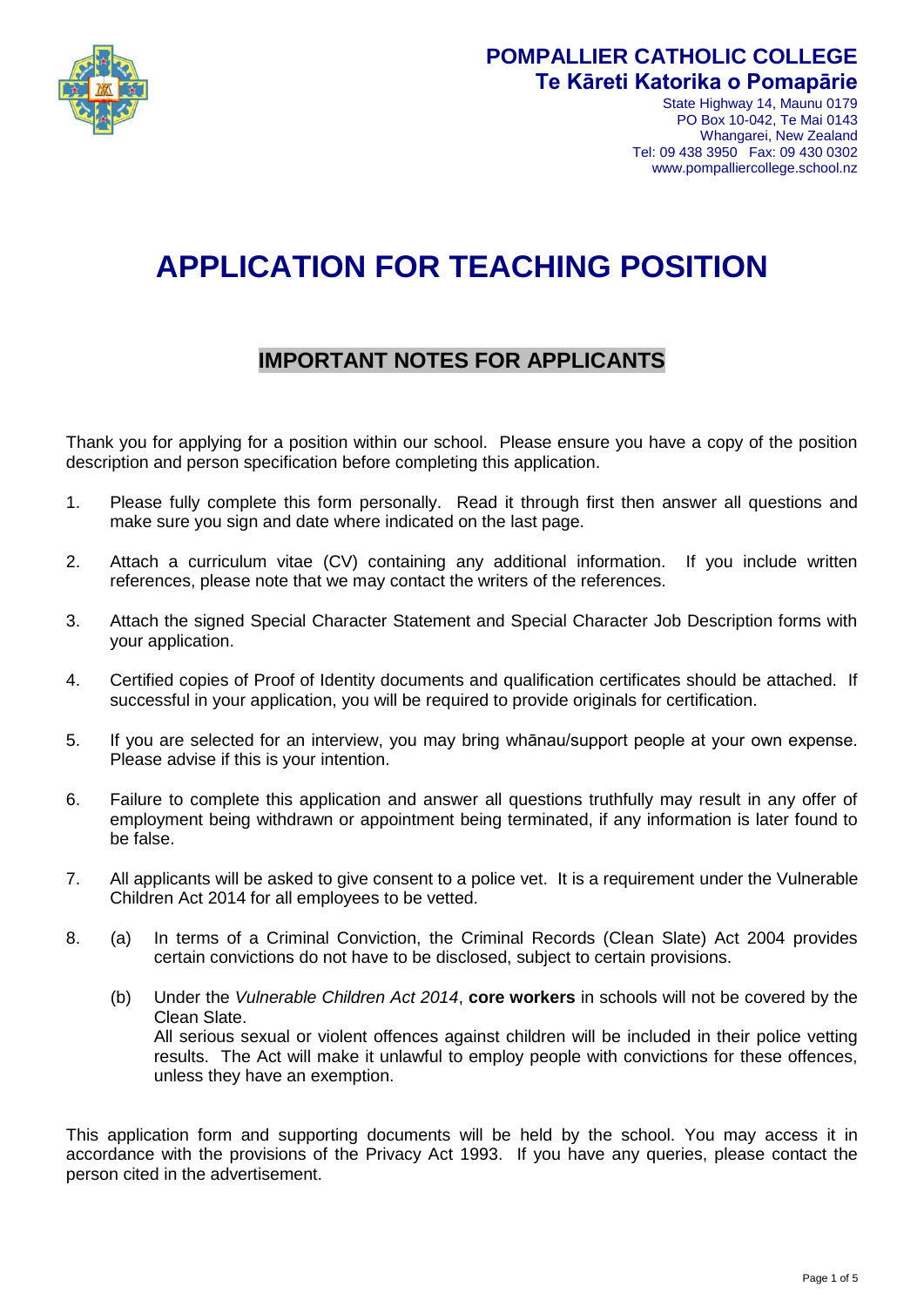**POMPALLIER CATHOLIC COLLEGE**
**Te Kāreti Katorika o Pomapārie**

State Highway 14, Maunu 0179
PO Box 10-042, Te Mai 0143
Whangarei, New Zealand
Tel: 09 438 3950 Fax: 09 430 0302
www.pompalliercollege.school.nz

# APPLICATION FOR TEACHING POSITION

## IMPORTANT NOTES FOR APPLICANTS

Thank you for applying for a position within our school. Please ensure you have a copy of the position description and person specification before completing this application.

1. Please fully complete this form personally. Read it through first then answer all questions and make sure you sign and date where indicated on the last page.

2. Attach a curriculum vitae (CV) containing any additional information. If you include written references, please note that we may contact the writers of the references.

3. Attach the signed Special Character Statement and Special Character Job Description forms with your application.

4. Certified copies of Proof of Identity documents and qualification certificates should be attached. If successful in your application, you will be required to provide originals for certification.

5. If you are selected for an interview, you may bring whānau/support people at your own expense. Please advise if this is your intention.

6. Failure to complete this application and answer all questions truthfully may result in any offer of employment being withdrawn or appointment being terminated, if any information is later found to be false.

7. All applicants will be asked to give consent to a police vet. It is a requirement under the Vulnerable Children Act 2014 for all employees to be vetted.

8. (a) In terms of a Criminal Conviction, the Criminal Records (Clean Slate) Act 2004 provides certain convictions do not have to be disclosed, subject to certain provisions.

   (b) Under the *Vulnerable Children Act 2014*, **core workers** in schools will not be covered by the Clean Slate.
   All serious sexual or violent offences against children will be included in their police vetting results. The Act will make it unlawful to employ people with convictions for these offences, unless they have an exemption.

This application form and supporting documents will be held by the school. You may access it in accordance with the provisions of the Privacy Act 1993. If you have any queries, please contact the person cited in the advertisement.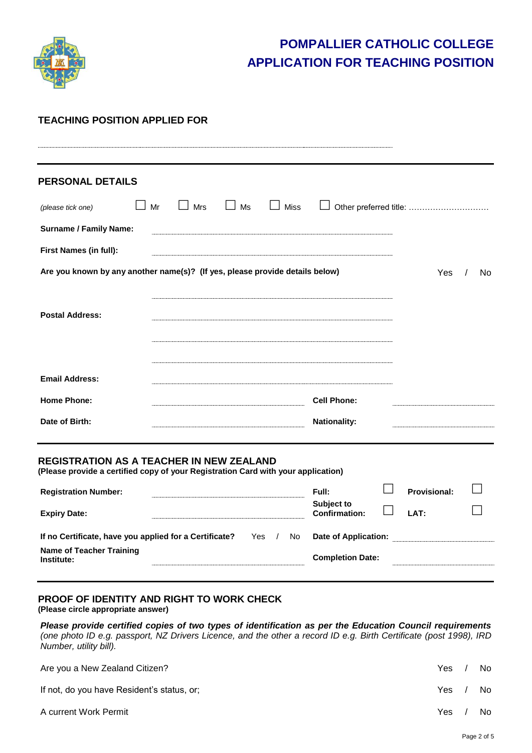# POMPALLIER CATHOLIC COLLEGE
# APPLICATION FOR TEACHING POSITION

## TEACHING POSITION APPLIED FOR

..............................................................................................................

## PERSONAL DETAILS

*(please tick one)* ☐ Mr ☐ Mrs ☐ Ms ☐ Miss ☐ Other preferred title: ..............................

**Surname / Family Name:** ..............................................................................

**First Names (in full):** ..............................................................................

**Are you known by any another name(s)? (If yes, please provide details below)** Yes / No

..............................................................................

**Postal Address:** ..............................................................................

..............................................................................

..............................................................................

**Email Address:** ..............................................................................

**Home Phone:** .................................................. **Cell Phone:** ..................................

**Date of Birth:** .................................................. **Nationality:** ..................................

## REGISTRATION AS A TEACHER IN NEW ZEALAND

**(Please provide a certified copy of your Registration Card with your application)**

**Registration Number:** .................................................. **Full:** ☐ **Provisional:** ☐

**Expiry Date:** .................................................. **Subject to Confirmation:** ☐ **LAT:** ☐

**If no Certificate, have you applied for a Certificate?** Yes / No **Date of Application:** ..................................

**Name of Teacher Training Institute:** .................................................. **Completion Date:** ..................................

## PROOF OF IDENTITY AND RIGHT TO WORK CHECK

**(Please circle appropriate answer)**

***Please provide certified copies of two types of identification as per the Education Council requirements*** *(one photo ID e.g. passport, NZ Drivers Licence, and the other a record ID e.g. Birth Certificate (post 1998), IRD Number, utility bill).*

Are you a New Zealand Citizen? Yes / No

If not, do you have Resident's status, or; Yes / No

A current Work Permit Yes / No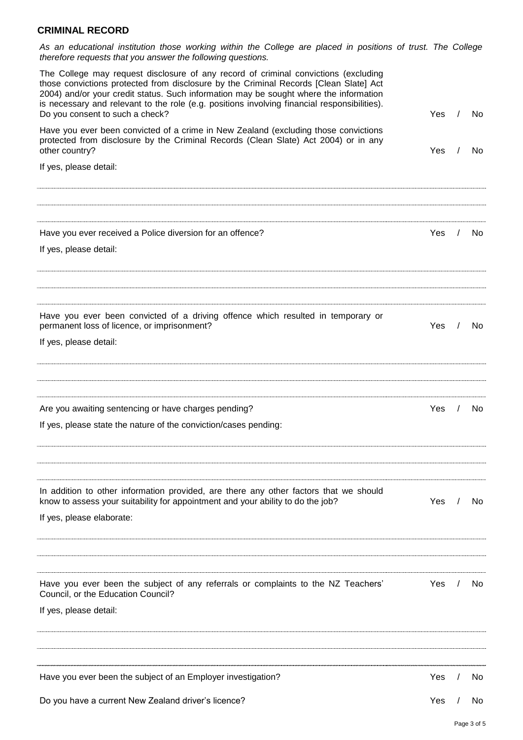## CRIMINAL RECORD

*As an educational institution those working within the College are placed in positions of trust. The College therefore requests that you answer the following questions.*

The College may request disclosure of any record of criminal convictions (excluding those convictions protected from disclosure by the Criminal Records [Clean Slate] Act 2004) and/or your credit status. Such information may be sought where the information is necessary and relevant to the role (e.g. positions involving financial responsibilities). Do you consent to such a check? Yes / No

Have you ever been convicted of a crime in New Zealand (excluding those convictions protected from disclosure by the Criminal Records (Clean Slate) Act 2004) or in any other country? Yes / No

If yes, please detail:

.............................................................................................................................................

.............................................................................................................................................

.............................................................................................................................................

Have you ever received a Police diversion for an offence? Yes / No

If yes, please detail:

.............................................................................................................................................

.............................................................................................................................................

.............................................................................................................................................

Have you ever been convicted of a driving offence which resulted in temporary or permanent loss of licence, or imprisonment? Yes / No

If yes, please detail:

.............................................................................................................................................

.............................................................................................................................................

.............................................................................................................................................

Are you awaiting sentencing or have charges pending? Yes / No

If yes, please state the nature of the conviction/cases pending:

.............................................................................................................................................

.............................................................................................................................................

.............................................................................................................................................

In addition to other information provided, are there any other factors that we should know to assess your suitability for appointment and your ability to do the job? Yes / No

If yes, please elaborate:

.............................................................................................................................................

.............................................................................................................................................

.............................................................................................................................................

Have you ever been the subject of any referrals or complaints to the NZ Teachers' Council, or the Education Council? Yes / No

If yes, please detail:

.............................................................................................................................................

.............................................................................................................................................

.............................................................................................................................................

Have you ever been the subject of an Employer investigation? Yes / No

Do you have a current New Zealand driver's licence? Yes / No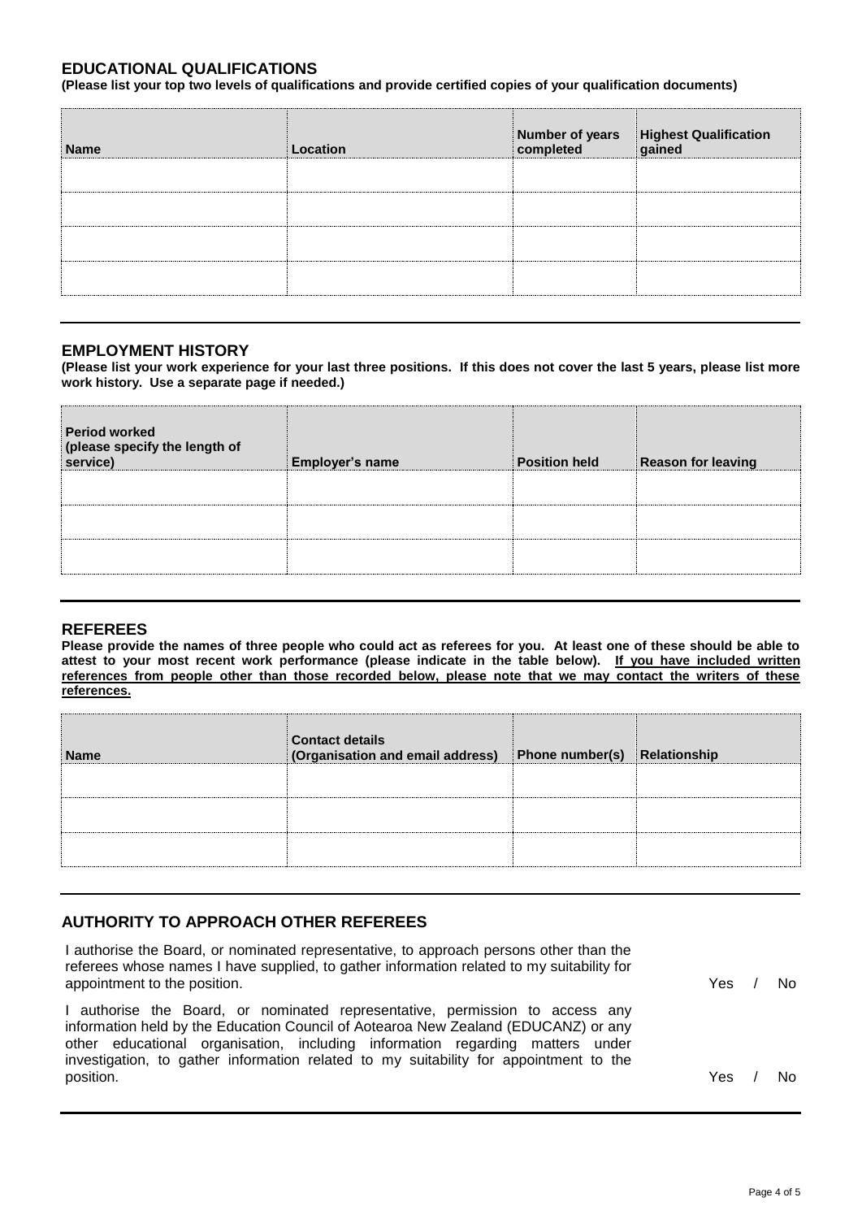## EDUCATIONAL QUALIFICATIONS

**(Please list your top two levels of qualifications and provide certified copies of your qualification documents)**

| Name | Location | Number of years completed | Highest Qualification gained |
|---|---|---|---|
| | | | |
| | | | |
| | | | |
| | | | |

---

## EMPLOYMENT HISTORY

**(Please list your work experience for your last three positions. If this does not cover the last 5 years, please list more work history. Use a separate page if needed.)**

| Period worked (please specify the length of service) | Employer's name | Position held | Reason for leaving |
|---|---|---|---|
| | | | |
| | | | |
| | | | |

---

## REFEREES

**Please provide the names of three people who could act as referees for you. At least one of these should be able to attest to your most recent work performance (please indicate in the table below). <u>If you have included written references from people other than those recorded below, please note that we may contact the writers of these references.</u>**

| Name | Contact details (Organisation and email address) | Phone number(s) | Relationship |
|---|---|---|---|
| | | | |
| | | | |
| | | | |

---

## AUTHORITY TO APPROACH OTHER REFEREES

I authorise the Board, or nominated representative, to approach persons other than the referees whose names I have supplied, to gather information related to my suitability for appointment to the position. Yes / No

I authorise the Board, or nominated representative, permission to access any information held by the Education Council of Aotearoa New Zealand (EDUCANZ) or any other educational organisation, including information regarding matters under investigation, to gather information related to my suitability for appointment to the position. Yes / No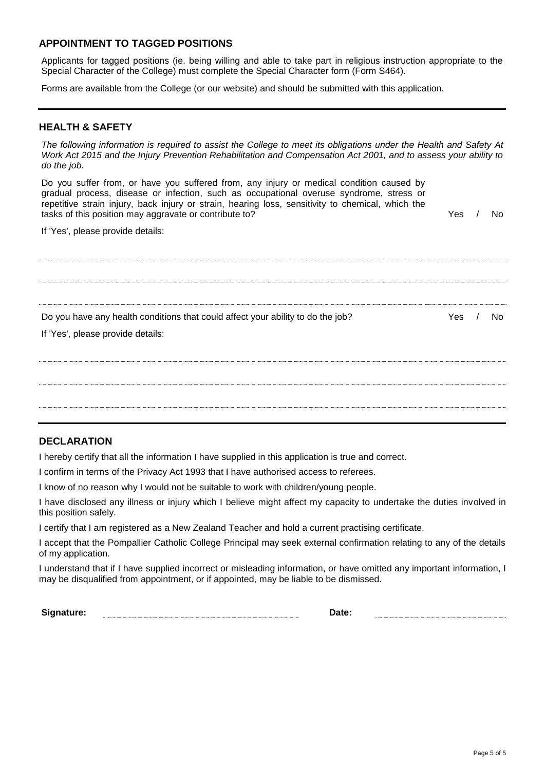## APPOINTMENT TO TAGGED POSITIONS

Applicants for tagged positions (ie. being willing and able to take part in religious instruction appropriate to the Special Character of the College) must complete the Special Character form (Form S464).

Forms are available from the College (or our website) and should be submitted with this application.

## HEALTH & SAFETY

*The following information is required to assist the College to meet its obligations under the Health and Safety At Work Act 2015 and the Injury Prevention Rehabilitation and Compensation Act 2001, and to assess your ability to do the job.*

Do you suffer from, or have you suffered from, any injury or medical condition caused by gradual process, disease or infection, such as occupational overuse syndrome, stress or repetitive strain injury, back injury or strain, hearing loss, sensitivity to chemical, which the tasks of this position may aggravate or contribute to? Yes / No

If 'Yes', please provide details:

Do you have any health conditions that could affect your ability to do the job? Yes / No

If 'Yes', please provide details:

## DECLARATION

I hereby certify that all the information I have supplied in this application is true and correct.

I confirm in terms of the Privacy Act 1993 that I have authorised access to referees.

I know of no reason why I would not be suitable to work with children/young people.

I have disclosed any illness or injury which I believe might affect my capacity to undertake the duties involved in this position safely.

I certify that I am registered as a New Zealand Teacher and hold a current practising certificate.

I accept that the Pompallier Catholic College Principal may seek external confirmation relating to any of the details of my application.

I understand that if I have supplied incorrect or misleading information, or have omitted any important information, I may be disqualified from appointment, or if appointed, may be liable to be dismissed.

**Signature:** ______________________ **Date:** ______________________